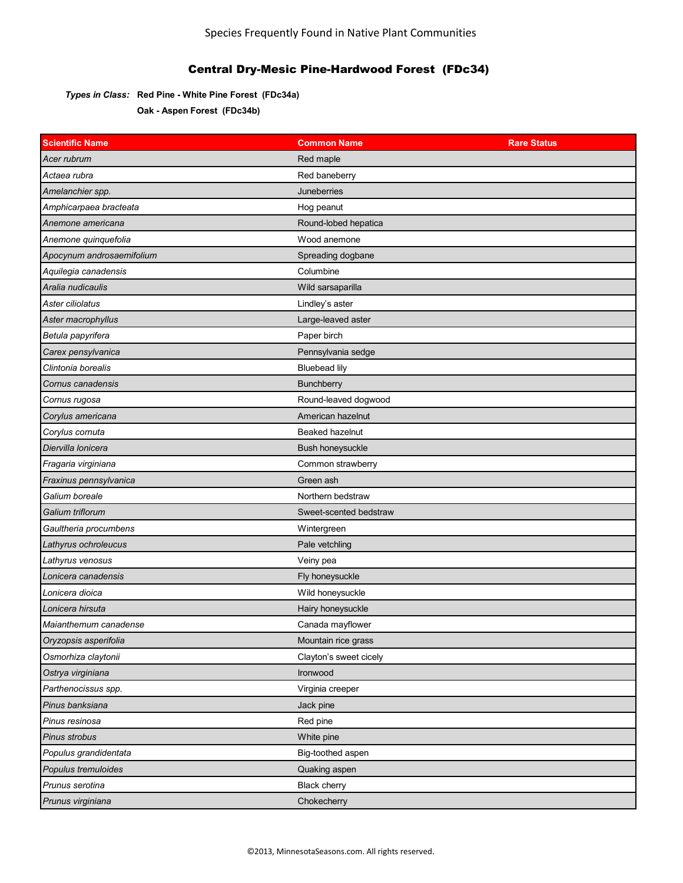Species Frequently Found in Native Plant Communities

# Central Dry-Mesic Pine-Hardwood Forest (FDc34)

***Types in Class:*** **Red Pine - White Pine Forest (FDc34a)**

**Oak - Aspen Forest (FDc34b)**

| Scientific Name | Common Name | Rare Status |
|---|---|---|
| *Acer rubrum* | Red maple | |
| *Actaea rubra* | Red baneberry | |
| *Amelanchier spp.* | Juneberries | |
| *Amphicarpaea bracteata* | Hog peanut | |
| *Anemone americana* | Round-lobed hepatica | |
| *Anemone quinquefolia* | Wood anemone | |
| *Apocynum androsaemifolium* | Spreading dogbane | |
| *Aquilegia canadensis* | Columbine | |
| *Aralia nudicaulis* | Wild sarsaparilla | |
| *Aster ciliolatus* | Lindley's aster | |
| *Aster macrophyllus* | Large-leaved aster | |
| *Betula papyrifera* | Paper birch | |
| *Carex pensylvanica* | Pennsylvania sedge | |
| *Clintonia borealis* | Bluebead lily | |
| *Cornus canadensis* | Bunchberry | |
| *Cornus rugosa* | Round-leaved dogwood | |
| *Corylus americana* | American hazelnut | |
| *Corylus cornuta* | Beaked hazelnut | |
| *Diervilla lonicera* | Bush honeysuckle | |
| *Fragaria virginiana* | Common strawberry | |
| *Fraxinus pennsylvanica* | Green ash | |
| *Galium boreale* | Northern bedstraw | |
| *Galium triflorum* | Sweet-scented bedstraw | |
| *Gaultheria procumbens* | Wintergreen | |
| *Lathyrus ochroleucus* | Pale vetchling | |
| *Lathyrus venosus* | Veiny pea | |
| *Lonicera canadensis* | Fly honeysuckle | |
| *Lonicera dioica* | Wild honeysuckle | |
| *Lonicera hirsuta* | Hairy honeysuckle | |
| *Maianthemum canadense* | Canada mayflower | |
| *Oryzopsis asperifolia* | Mountain rice grass | |
| *Osmorhiza claytonii* | Clayton's sweet cicely | |
| *Ostrya virginiana* | Ironwood | |
| *Parthenocissus spp.* | Virginia creeper | |
| *Pinus banksiana* | Jack pine | |
| *Pinus resinosa* | Red pine | |
| *Pinus strobus* | White pine | |
| *Populus grandidentata* | Big-toothed aspen | |
| *Populus tremuloides* | Quaking aspen | |
| *Prunus serotina* | Black cherry | |
| *Prunus virginiana* | Chokecherry | |

©2013, MinnesotaSeasons.com. All rights reserved.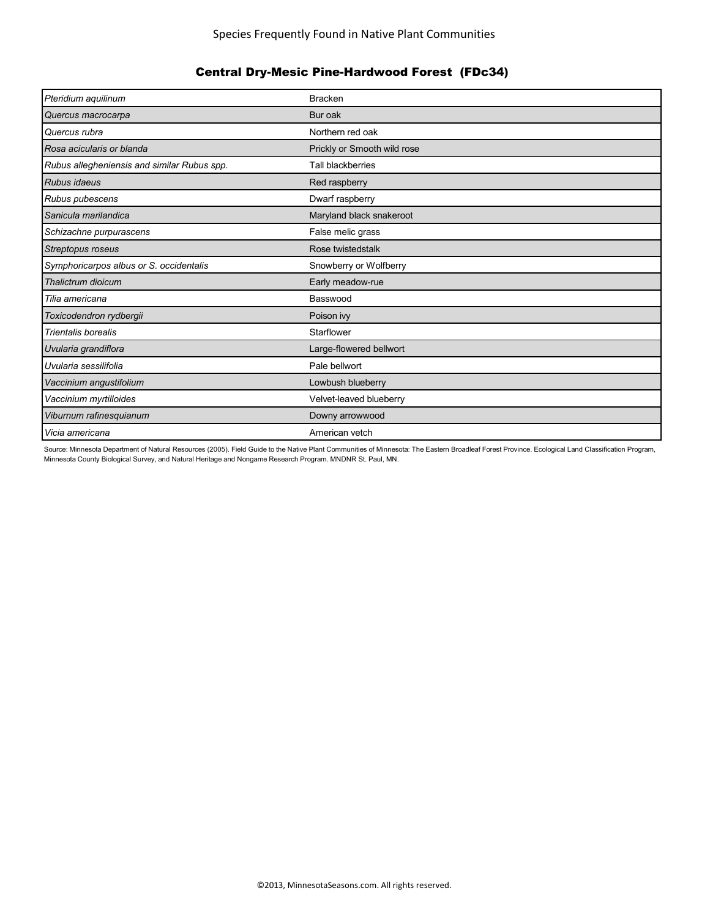Species Frequently Found in Native Plant Communities

## Central Dry-Mesic Pine-Hardwood Forest (FDc34)

| | |
|---|---|
| *Pteridium aquilinum* | Bracken |
| *Quercus macrocarpa* | Bur oak |
| *Quercus rubra* | Northern red oak |
| *Rosa acicularis or blanda* | Prickly or Smooth wild rose |
| *Rubus allegheniensis and similar Rubus spp.* | Tall blackberries |
| *Rubus idaeus* | Red raspberry |
| *Rubus pubescens* | Dwarf raspberry |
| *Sanicula marilandica* | Maryland black snakeroot |
| *Schizachne purpurascens* | False melic grass |
| *Streptopus roseus* | Rose twistedstalk |
| *Symphoricarpos albus or S. occidentalis* | Snowberry or Wolfberry |
| *Thalictrum dioicum* | Early meadow-rue |
| *Tilia americana* | Basswood |
| *Toxicodendron rydbergii* | Poison ivy |
| *Trientalis borealis* | Starflower |
| *Uvularia grandiflora* | Large-flowered bellwort |
| *Uvularia sessilifolia* | Pale bellwort |
| *Vaccinium angustifolium* | Lowbush blueberry |
| *Vaccinium myrtilloides* | Velvet-leaved blueberry |
| *Viburnum rafinesquianum* | Downy arrowwood |
| *Vicia americana* | American vetch |

Source: Minnesota Department of Natural Resources (2005). Field Guide to the Native Plant Communities of Minnesota: The Eastern Broadleaf Forest Province. Ecological Land Classification Program, Minnesota County Biological Survey, and Natural Heritage and Nongame Research Program. MNDNR St. Paul, MN.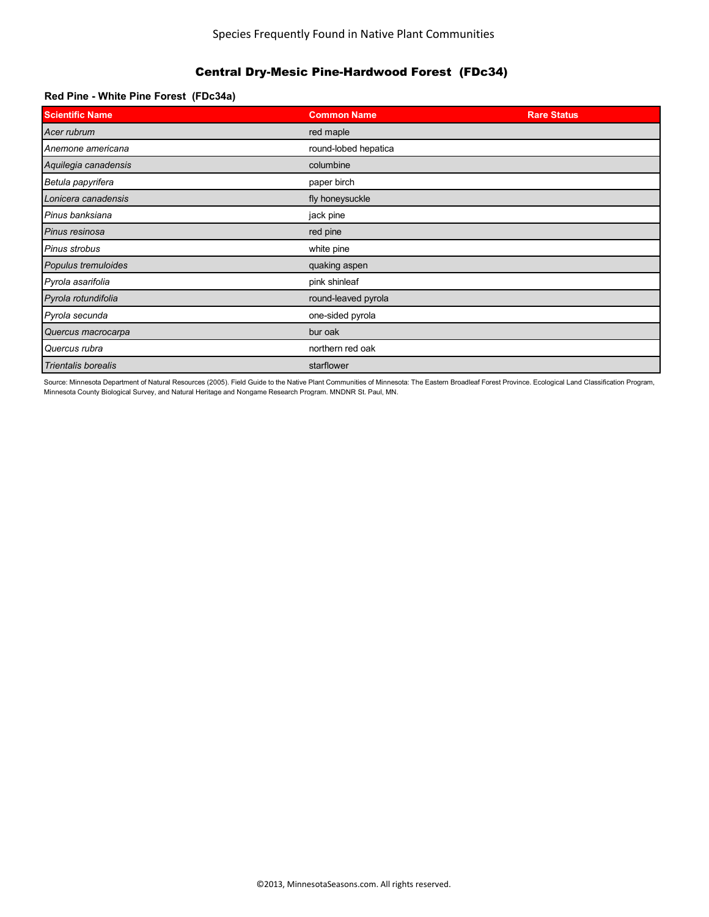Species Frequently Found in Native Plant Communities

# Central Dry-Mesic Pine-Hardwood Forest (FDc34)

## Red Pine - White Pine Forest (FDc34a)

| Scientific Name | Common Name | Rare Status |
|---|---|---|
| *Acer rubrum* | red maple | |
| *Anemone americana* | round-lobed hepatica | |
| *Aquilegia canadensis* | columbine | |
| *Betula papyrifera* | paper birch | |
| *Lonicera canadensis* | fly honeysuckle | |
| *Pinus banksiana* | jack pine | |
| *Pinus resinosa* | red pine | |
| *Pinus strobus* | white pine | |
| *Populus tremuloides* | quaking aspen | |
| *Pyrola asarifolia* | pink shinleaf | |
| *Pyrola rotundifolia* | round-leaved pyrola | |
| *Pyrola secunda* | one-sided pyrola | |
| *Quercus macrocarpa* | bur oak | |
| *Quercus rubra* | northern red oak | |
| *Trientalis borealis* | starflower | |

Source: Minnesota Department of Natural Resources (2005). Field Guide to the Native Plant Communities of Minnesota: The Eastern Broadleaf Forest Province. Ecological Land Classification Program, Minnesota County Biological Survey, and Natural Heritage and Nongame Research Program. MNDNR St. Paul, MN.

©2013, MinnesotaSeasons.com. All rights reserved.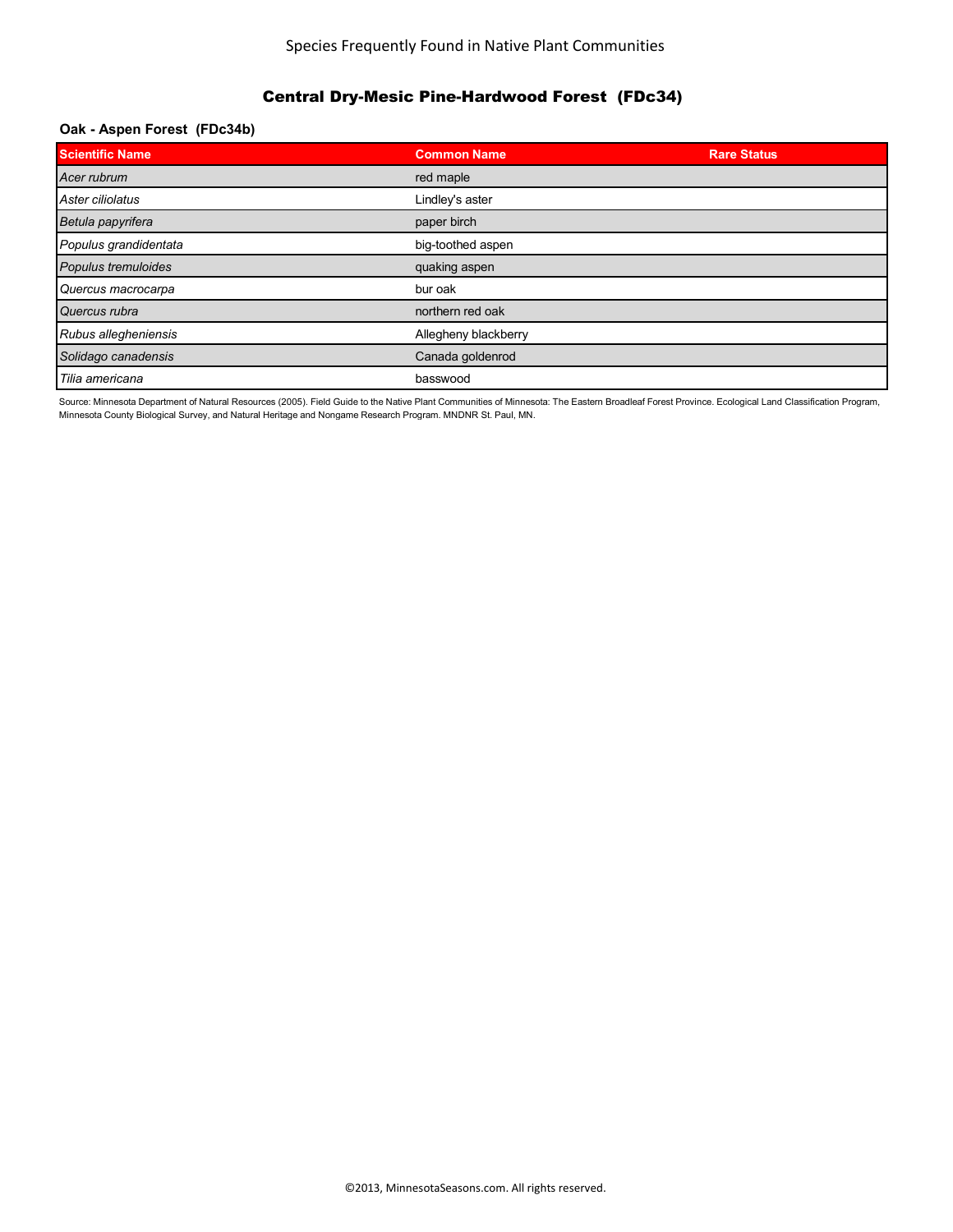Species Frequently Found in Native Plant Communities

# Central Dry-Mesic Pine-Hardwood Forest (FDc34)

### Oak - Aspen Forest (FDc34b)

| Scientific Name | Common Name | Rare Status |
|---|---|---|
| *Acer rubrum* | red maple | |
| *Aster ciliolatus* | Lindley's aster | |
| *Betula papyrifera* | paper birch | |
| *Populus grandidentata* | big-toothed aspen | |
| *Populus tremuloides* | quaking aspen | |
| *Quercus macrocarpa* | bur oak | |
| *Quercus rubra* | northern red oak | |
| *Rubus allegheniensis* | Allegheny blackberry | |
| *Solidago canadensis* | Canada goldenrod | |
| *Tilia americana* | basswood | |

Source: Minnesota Department of Natural Resources (2005). Field Guide to the Native Plant Communities of Minnesota: The Eastern Broadleaf Forest Province. Ecological Land Classification Program, Minnesota County Biological Survey, and Natural Heritage and Nongame Research Program. MNDNR St. Paul, MN.

©2013, MinnesotaSeasons.com. All rights reserved.